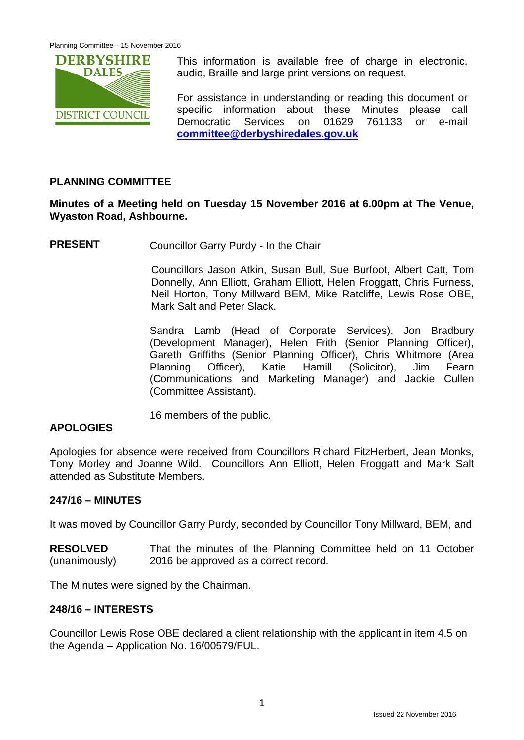This information is available free of charge in electronic, audio, Braille and large print versions on request.

For assistance in understanding or reading this document or specific information about these Minutes please call Democratic Services on 01629 761133 or e-mail **committee@derbyshiredales.gov.uk**

## PLANNING COMMITTEE

**Minutes of a Meeting held on Tuesday 15 November 2016 at 6.00pm at The Venue, Wyaston Road, Ashbourne.**

**PRESENT** Councillor Garry Purdy - In the Chair

Councillors Jason Atkin, Susan Bull, Sue Burfoot, Albert Catt, Tom Donnelly, Ann Elliott, Graham Elliott, Helen Froggatt, Chris Furness, Neil Horton, Tony Millward BEM, Mike Ratcliffe, Lewis Rose OBE, Mark Salt and Peter Slack.

Sandra Lamb (Head of Corporate Services), Jon Bradbury (Development Manager), Helen Frith (Senior Planning Officer), Gareth Griffiths (Senior Planning Officer), Chris Whitmore (Area Planning Officer), Katie Hamill (Solicitor), Jim Fearn (Communications and Marketing Manager) and Jackie Cullen (Committee Assistant).

16 members of the public.

## APOLOGIES

Apologies for absence were received from Councillors Richard FitzHerbert, Jean Monks, Tony Morley and Joanne Wild. Councillors Ann Elliott, Helen Froggatt and Mark Salt attended as Substitute Members.

## 247/16 – MINUTES

It was moved by Councillor Garry Purdy, seconded by Councillor Tony Millward, BEM, and

**RESOLVED** (unanimously) That the minutes of the Planning Committee held on 11 October 2016 be approved as a correct record.

The Minutes were signed by the Chairman.

## 248/16 – INTERESTS

Councillor Lewis Rose OBE declared a client relationship with the applicant in item 4.5 on the Agenda – Application No. 16/00579/FUL.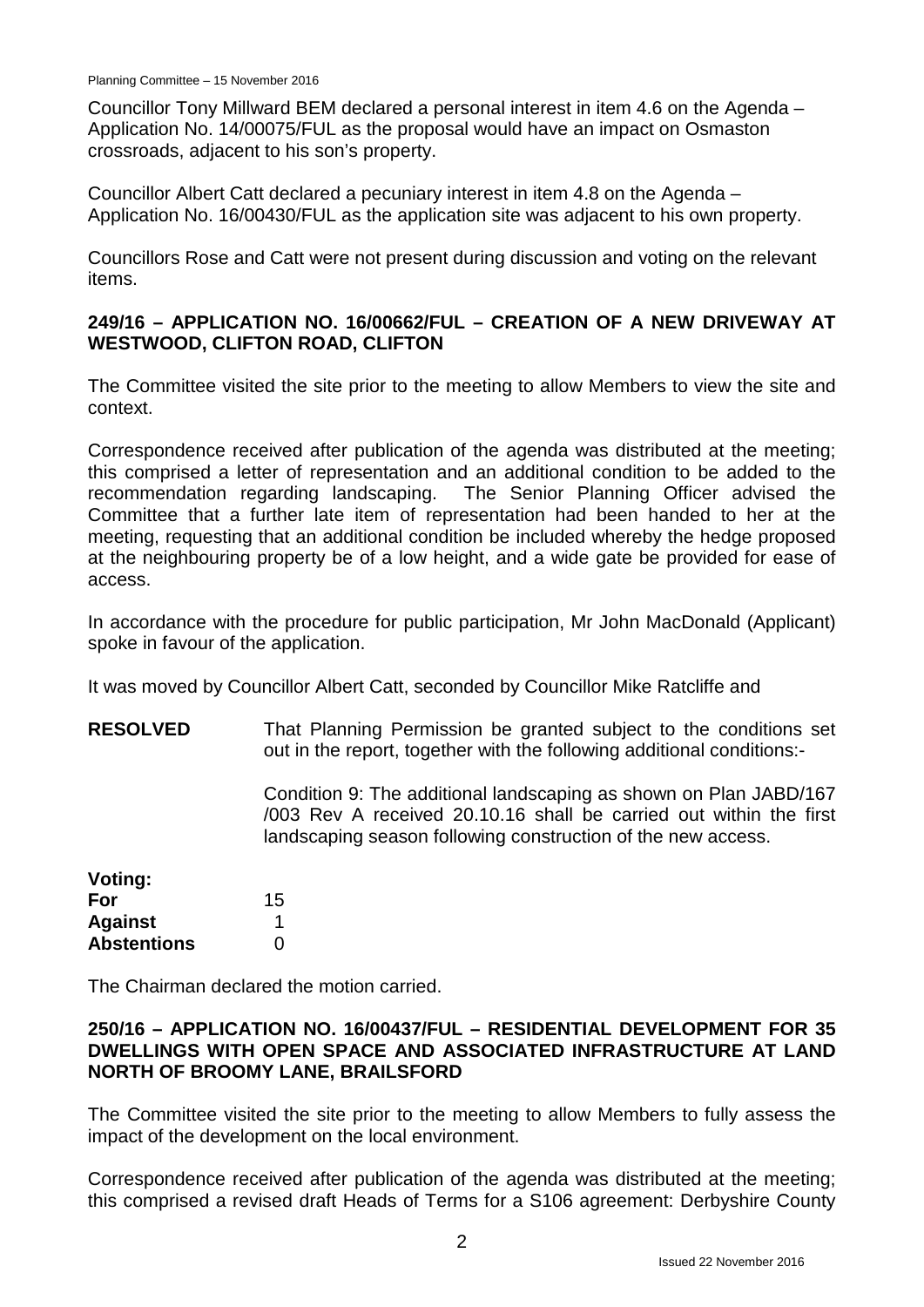Councillor Tony Millward BEM declared a personal interest in item 4.6 on the Agenda – Application No. 14/00075/FUL as the proposal would have an impact on Osmaston crossroads, adjacent to his son's property.

Councillor Albert Catt declared a pecuniary interest in item 4.8 on the Agenda – Application No. 16/00430/FUL as the application site was adjacent to his own property.

Councillors Rose and Catt were not present during discussion and voting on the relevant items.

## 249/16 – APPLICATION NO. 16/00662/FUL – CREATION OF A NEW DRIVEWAY AT WESTWOOD, CLIFTON ROAD, CLIFTON

The Committee visited the site prior to the meeting to allow Members to view the site and context.

Correspondence received after publication of the agenda was distributed at the meeting; this comprised a letter of representation and an additional condition to be added to the recommendation regarding landscaping. The Senior Planning Officer advised the Committee that a further late item of representation had been handed to her at the meeting, requesting that an additional condition be included whereby the hedge proposed at the neighbouring property be of a low height, and a wide gate be provided for ease of access.

In accordance with the procedure for public participation, Mr John MacDonald (Applicant) spoke in favour of the application.

It was moved by Councillor Albert Catt, seconded by Councillor Mike Ratcliffe and

**RESOLVED** That Planning Permission be granted subject to the conditions set out in the report, together with the following additional conditions:-

Condition 9: The additional landscaping as shown on Plan JABD/167 /003 Rev A received 20.10.16 shall be carried out within the first landscaping season following construction of the new access.

**Voting:**

| | |
|---|---|
| **For** | 15 |
| **Against** | 1 |
| **Abstentions** | 0 |

The Chairman declared the motion carried.

## 250/16 – APPLICATION NO. 16/00437/FUL – RESIDENTIAL DEVELOPMENT FOR 35 DWELLINGS WITH OPEN SPACE AND ASSOCIATED INFRASTRUCTURE AT LAND NORTH OF BROOMY LANE, BRAILSFORD

The Committee visited the site prior to the meeting to allow Members to fully assess the impact of the development on the local environment.

Correspondence received after publication of the agenda was distributed at the meeting; this comprised a revised draft Heads of Terms for a S106 agreement: Derbyshire County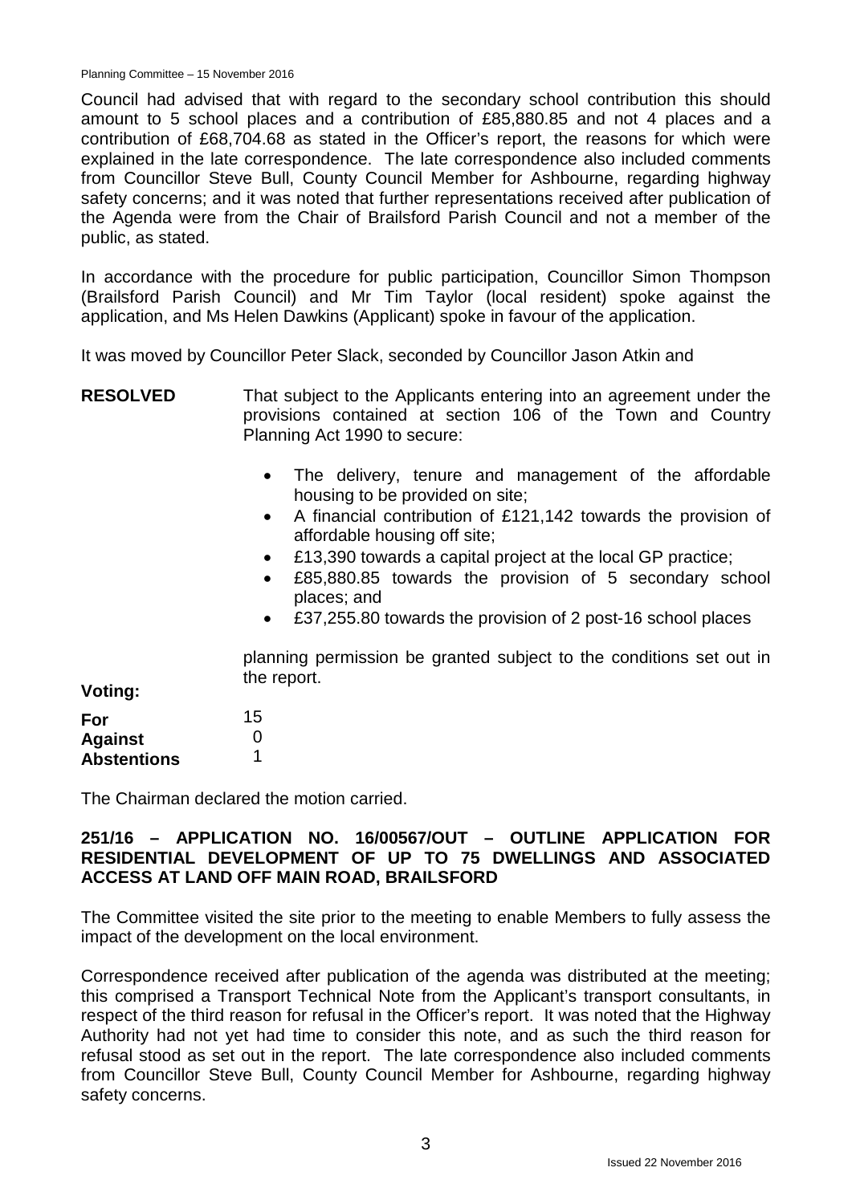Council had advised that with regard to the secondary school contribution this should amount to 5 school places and a contribution of £85,880.85 and not 4 places and a contribution of £68,704.68 as stated in the Officer's report, the reasons for which were explained in the late correspondence. The late correspondence also included comments from Councillor Steve Bull, County Council Member for Ashbourne, regarding highway safety concerns; and it was noted that further representations received after publication of the Agenda were from the Chair of Brailsford Parish Council and not a member of the public, as stated.

In accordance with the procedure for public participation, Councillor Simon Thompson (Brailsford Parish Council) and Mr Tim Taylor (local resident) spoke against the application, and Ms Helen Dawkins (Applicant) spoke in favour of the application.

It was moved by Councillor Peter Slack, seconded by Councillor Jason Atkin and

**RESOLVED** That subject to the Applicants entering into an agreement under the provisions contained at section 106 of the Town and Country Planning Act 1990 to secure:

- The delivery, tenure and management of the affordable housing to be provided on site;
- A financial contribution of £121,142 towards the provision of affordable housing off site;
- £13,390 towards a capital project at the local GP practice;
- £85,880.85 towards the provision of 5 secondary school places; and
- £37,255.80 towards the provision of 2 post-16 school places

planning permission be granted subject to the conditions set out in the report.

**Voting:**

| | |
|---|---|
| **For** | 15 |
| **Against** | 0 |
| **Abstentions** | 1 |

The Chairman declared the motion carried.

## 251/16 – APPLICATION NO. 16/00567/OUT – OUTLINE APPLICATION FOR RESIDENTIAL DEVELOPMENT OF UP TO 75 DWELLINGS AND ASSOCIATED ACCESS AT LAND OFF MAIN ROAD, BRAILSFORD

The Committee visited the site prior to the meeting to enable Members to fully assess the impact of the development on the local environment.

Correspondence received after publication of the agenda was distributed at the meeting; this comprised a Transport Technical Note from the Applicant's transport consultants, in respect of the third reason for refusal in the Officer's report. It was noted that the Highway Authority had not yet had time to consider this note, and as such the third reason for refusal stood as set out in the report. The late correspondence also included comments from Councillor Steve Bull, County Council Member for Ashbourne, regarding highway safety concerns.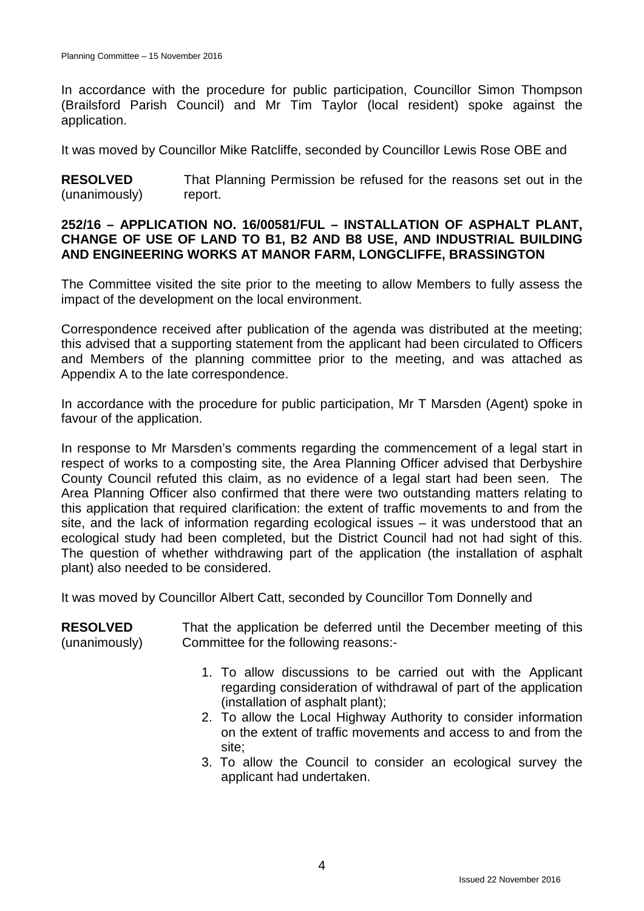In accordance with the procedure for public participation, Councillor Simon Thompson (Brailsford Parish Council) and Mr Tim Taylor (local resident) spoke against the application.

It was moved by Councillor Mike Ratcliffe, seconded by Councillor Lewis Rose OBE and

**RESOLVED** (unanimously) That Planning Permission be refused for the reasons set out in the report.

## 252/16 – APPLICATION NO. 16/00581/FUL – INSTALLATION OF ASPHALT PLANT, CHANGE OF USE OF LAND TO B1, B2 AND B8 USE, AND INDUSTRIAL BUILDING AND ENGINEERING WORKS AT MANOR FARM, LONGCLIFFE, BRASSINGTON

The Committee visited the site prior to the meeting to allow Members to fully assess the impact of the development on the local environment.

Correspondence received after publication of the agenda was distributed at the meeting; this advised that a supporting statement from the applicant had been circulated to Officers and Members of the planning committee prior to the meeting, and was attached as Appendix A to the late correspondence.

In accordance with the procedure for public participation, Mr T Marsden (Agent) spoke in favour of the application.

In response to Mr Marsden's comments regarding the commencement of a legal start in respect of works to a composting site, the Area Planning Officer advised that Derbyshire County Council refuted this claim, as no evidence of a legal start had been seen. The Area Planning Officer also confirmed that there were two outstanding matters relating to this application that required clarification: the extent of traffic movements to and from the site, and the lack of information regarding ecological issues – it was understood that an ecological study had been completed, but the District Council had not had sight of this. The question of whether withdrawing part of the application (the installation of asphalt plant) also needed to be considered.

It was moved by Councillor Albert Catt, seconded by Councillor Tom Donnelly and

**RESOLVED** (unanimously) That the application be deferred until the December meeting of this Committee for the following reasons:-

1. To allow discussions to be carried out with the Applicant regarding consideration of withdrawal of part of the application (installation of asphalt plant);
2. To allow the Local Highway Authority to consider information on the extent of traffic movements and access to and from the site;
3. To allow the Council to consider an ecological survey the applicant had undertaken.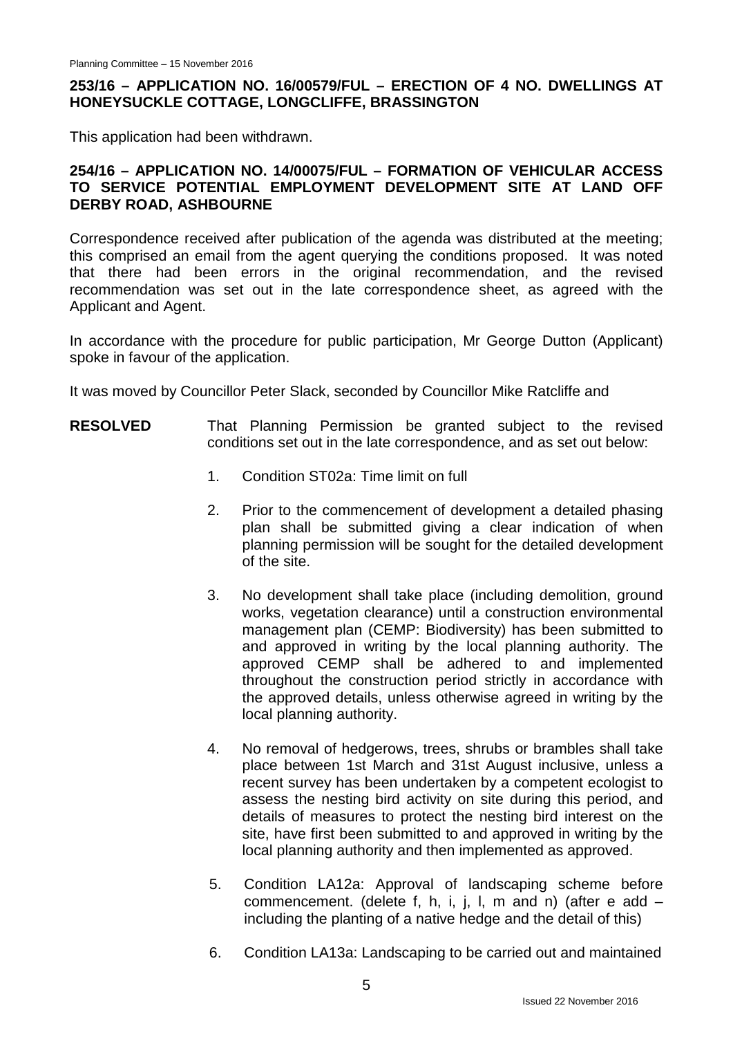## 253/16 – APPLICATION NO. 16/00579/FUL – ERECTION OF 4 NO. DWELLINGS AT HONEYSUCKLE COTTAGE, LONGCLIFFE, BRASSINGTON

This application had been withdrawn.

## 254/16 – APPLICATION NO. 14/00075/FUL – FORMATION OF VEHICULAR ACCESS TO SERVICE POTENTIAL EMPLOYMENT DEVELOPMENT SITE AT LAND OFF DERBY ROAD, ASHBOURNE

Correspondence received after publication of the agenda was distributed at the meeting; this comprised an email from the agent querying the conditions proposed. It was noted that there had been errors in the original recommendation, and the revised recommendation was set out in the late correspondence sheet, as agreed with the Applicant and Agent.

In accordance with the procedure for public participation, Mr George Dutton (Applicant) spoke in favour of the application.

It was moved by Councillor Peter Slack, seconded by Councillor Mike Ratcliffe and

**RESOLVED** That Planning Permission be granted subject to the revised conditions set out in the late correspondence, and as set out below:

1. Condition ST02a: Time limit on full

2. Prior to the commencement of development a detailed phasing plan shall be submitted giving a clear indication of when planning permission will be sought for the detailed development of the site.

3. No development shall take place (including demolition, ground works, vegetation clearance) until a construction environmental management plan (CEMP: Biodiversity) has been submitted to and approved in writing by the local planning authority. The approved CEMP shall be adhered to and implemented throughout the construction period strictly in accordance with the approved details, unless otherwise agreed in writing by the local planning authority.

4. No removal of hedgerows, trees, shrubs or brambles shall take place between 1st March and 31st August inclusive, unless a recent survey has been undertaken by a competent ecologist to assess the nesting bird activity on site during this period, and details of measures to protect the nesting bird interest on the site, have first been submitted to and approved in writing by the local planning authority and then implemented as approved.

5. Condition LA12a: Approval of landscaping scheme before commencement. (delete f, h, i, j, l, m and n) (after e add – including the planting of a native hedge and the detail of this)

6. Condition LA13a: Landscaping to be carried out and maintained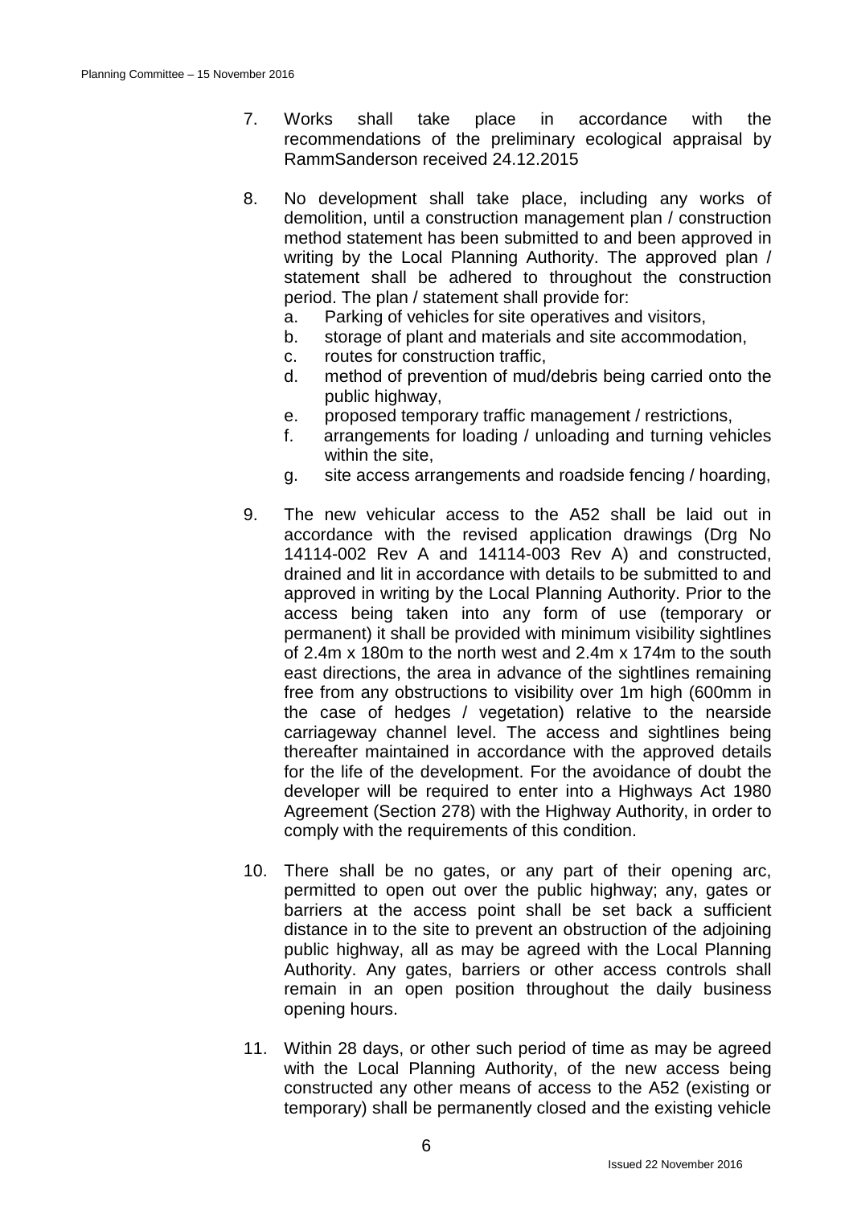7. Works shall take place in accordance with the recommendations of the preliminary ecological appraisal by RammSanderson received 24.12.2015

8. No development shall take place, including any works of demolition, until a construction management plan / construction method statement has been submitted to and been approved in writing by the Local Planning Authority. The approved plan / statement shall be adhered to throughout the construction period. The plan / statement shall provide for:
   a. Parking of vehicles for site operatives and visitors,
   b. storage of plant and materials and site accommodation,
   c. routes for construction traffic,
   d. method of prevention of mud/debris being carried onto the public highway,
   e. proposed temporary traffic management / restrictions,
   f. arrangements for loading / unloading and turning vehicles within the site,
   g. site access arrangements and roadside fencing / hoarding,

9. The new vehicular access to the A52 shall be laid out in accordance with the revised application drawings (Drg No 14114-002 Rev A and 14114-003 Rev A) and constructed, drained and lit in accordance with details to be submitted to and approved in writing by the Local Planning Authority. Prior to the access being taken into any form of use (temporary or permanent) it shall be provided with minimum visibility sightlines of 2.4m x 180m to the north west and 2.4m x 174m to the south east directions, the area in advance of the sightlines remaining free from any obstructions to visibility over 1m high (600mm in the case of hedges / vegetation) relative to the nearside carriageway channel level. The access and sightlines being thereafter maintained in accordance with the approved details for the life of the development. For the avoidance of doubt the developer will be required to enter into a Highways Act 1980 Agreement (Section 278) with the Highway Authority, in order to comply with the requirements of this condition.

10. There shall be no gates, or any part of their opening arc, permitted to open out over the public highway; any, gates or barriers at the access point shall be set back a sufficient distance in to the site to prevent an obstruction of the adjoining public highway, all as may be agreed with the Local Planning Authority. Any gates, barriers or other access controls shall remain in an open position throughout the daily business opening hours.

11. Within 28 days, or other such period of time as may be agreed with the Local Planning Authority, of the new access being constructed any other means of access to the A52 (existing or temporary) shall be permanently closed and the existing vehicle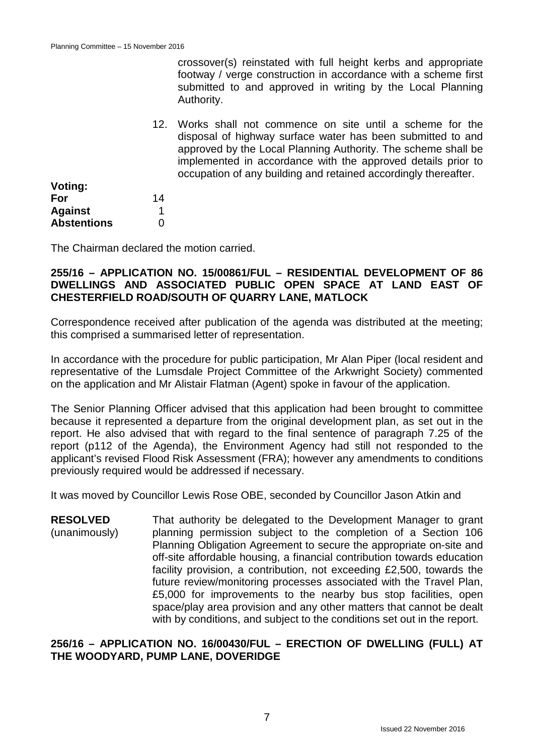crossover(s) reinstated with full height kerbs and appropriate footway / verge construction in accordance with a scheme first submitted to and approved in writing by the Local Planning Authority.

12. Works shall not commence on site until a scheme for the disposal of highway surface water has been submitted to and approved by the Local Planning Authority. The scheme shall be implemented in accordance with the approved details prior to occupation of any building and retained accordingly thereafter.

**Voting:**

| | |
|---|---|
| **For** | 14 |
| **Against** | 1 |
| **Abstentions** | 0 |

The Chairman declared the motion carried.

**255/16 – APPLICATION NO. 15/00861/FUL – RESIDENTIAL DEVELOPMENT OF 86 DWELLINGS AND ASSOCIATED PUBLIC OPEN SPACE AT LAND EAST OF CHESTERFIELD ROAD/SOUTH OF QUARRY LANE, MATLOCK**

Correspondence received after publication of the agenda was distributed at the meeting; this comprised a summarised letter of representation.

In accordance with the procedure for public participation, Mr Alan Piper (local resident and representative of the Lumsdale Project Committee of the Arkwright Society) commented on the application and Mr Alistair Flatman (Agent) spoke in favour of the application.

The Senior Planning Officer advised that this application had been brought to committee because it represented a departure from the original development plan, as set out in the report. He also advised that with regard to the final sentence of paragraph 7.25 of the report (p112 of the Agenda), the Environment Agency had still not responded to the applicant's revised Flood Risk Assessment (FRA); however any amendments to conditions previously required would be addressed if necessary.

It was moved by Councillor Lewis Rose OBE, seconded by Councillor Jason Atkin and

**RESOLVED** (unanimously)

That authority be delegated to the Development Manager to grant planning permission subject to the completion of a Section 106 Planning Obligation Agreement to secure the appropriate on-site and off-site affordable housing, a financial contribution towards education facility provision, a contribution, not exceeding £2,500, towards the future review/monitoring processes associated with the Travel Plan, £5,000 for improvements to the nearby bus stop facilities, open space/play area provision and any other matters that cannot be dealt with by conditions, and subject to the conditions set out in the report.

**256/16 – APPLICATION NO. 16/00430/FUL – ERECTION OF DWELLING (FULL) AT THE WOODYARD, PUMP LANE, DOVERIDGE**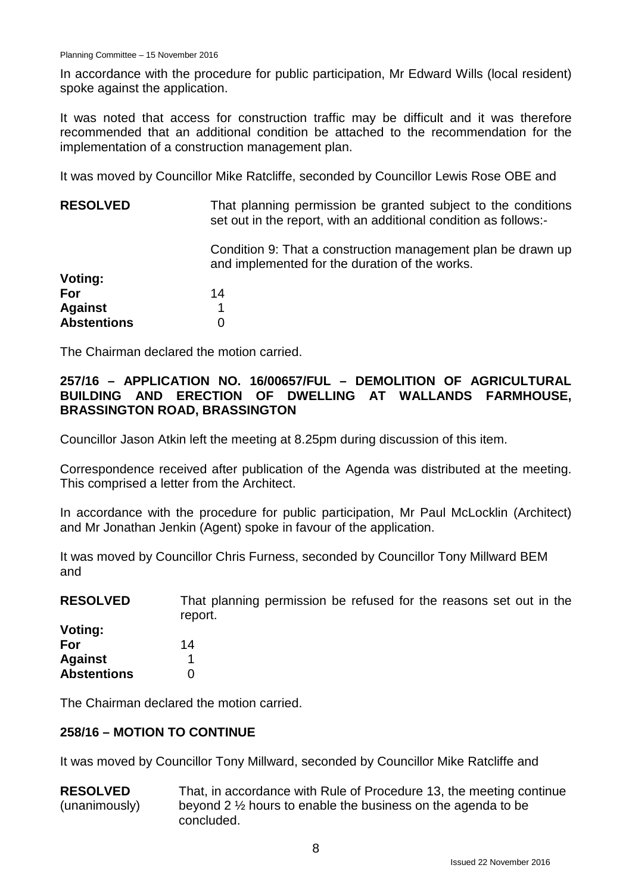In accordance with the procedure for public participation, Mr Edward Wills (local resident) spoke against the application.

It was noted that access for construction traffic may be difficult and it was therefore recommended that an additional condition be attached to the recommendation for the implementation of a construction management plan.

It was moved by Councillor Mike Ratcliffe, seconded by Councillor Lewis Rose OBE and

**RESOLVED** That planning permission be granted subject to the conditions set out in the report, with an additional condition as follows:-

Condition 9: That a construction management plan be drawn up and implemented for the duration of the works.

**Voting:**
**For** 14
**Against** 1
**Abstentions** 0

The Chairman declared the motion carried.

## 257/16 – APPLICATION NO. 16/00657/FUL – DEMOLITION OF AGRICULTURAL BUILDING AND ERECTION OF DWELLING AT WALLANDS FARMHOUSE, BRASSINGTON ROAD, BRASSINGTON

Councillor Jason Atkin left the meeting at 8.25pm during discussion of this item.

Correspondence received after publication of the Agenda was distributed at the meeting. This comprised a letter from the Architect.

In accordance with the procedure for public participation, Mr Paul McLocklin (Architect) and Mr Jonathan Jenkin (Agent) spoke in favour of the application.

It was moved by Councillor Chris Furness, seconded by Councillor Tony Millward BEM and

**RESOLVED** That planning permission be refused for the reasons set out in the report.

**Voting:**
**For** 14
**Against** 1
**Abstentions** 0

The Chairman declared the motion carried.

## 258/16 – MOTION TO CONTINUE

It was moved by Councillor Tony Millward, seconded by Councillor Mike Ratcliffe and

**RESOLVED** (unanimously) That, in accordance with Rule of Procedure 13, the meeting continue beyond 2 ½ hours to enable the business on the agenda to be concluded.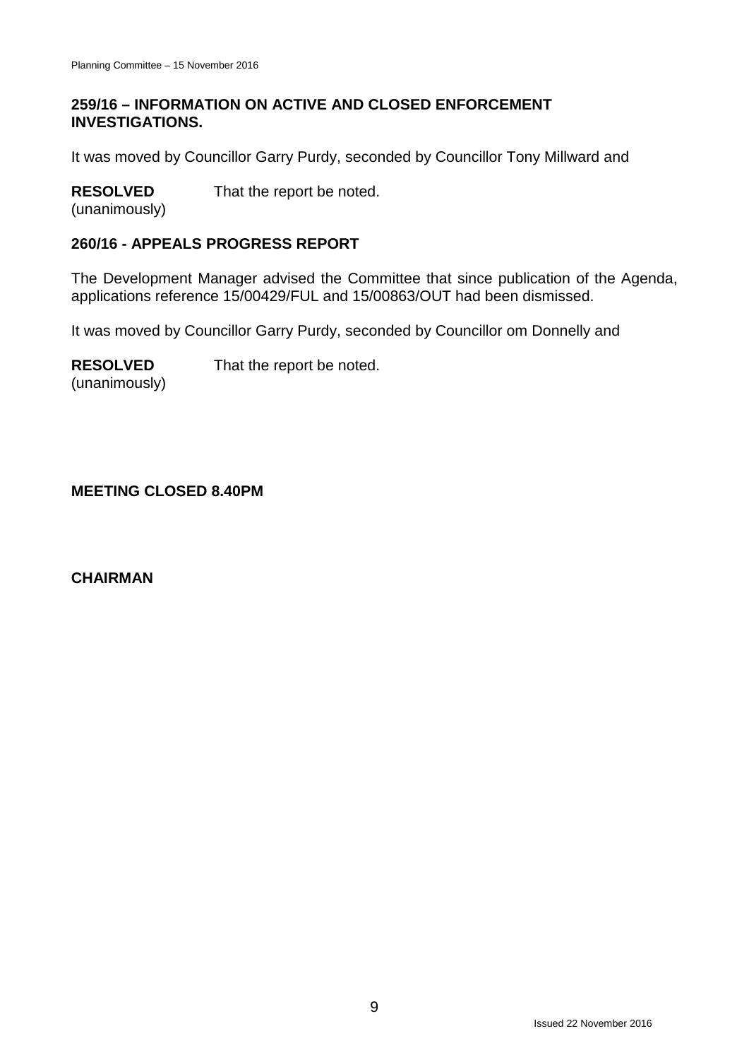## 259/16 – INFORMATION ON ACTIVE AND CLOSED ENFORCEMENT INVESTIGATIONS.

It was moved by Councillor Garry Purdy, seconded by Councillor Tony Millward and

**RESOLVED** (unanimously) That the report be noted.

## 260/16 - APPEALS PROGRESS REPORT

The Development Manager advised the Committee that since publication of the Agenda, applications reference 15/00429/FUL and 15/00863/OUT had been dismissed.

It was moved by Councillor Garry Purdy, seconded by Councillor om Donnelly and

**RESOLVED** (unanimously) That the report be noted.

**MEETING CLOSED 8.40PM**

**CHAIRMAN**

Issued 22 November 2016